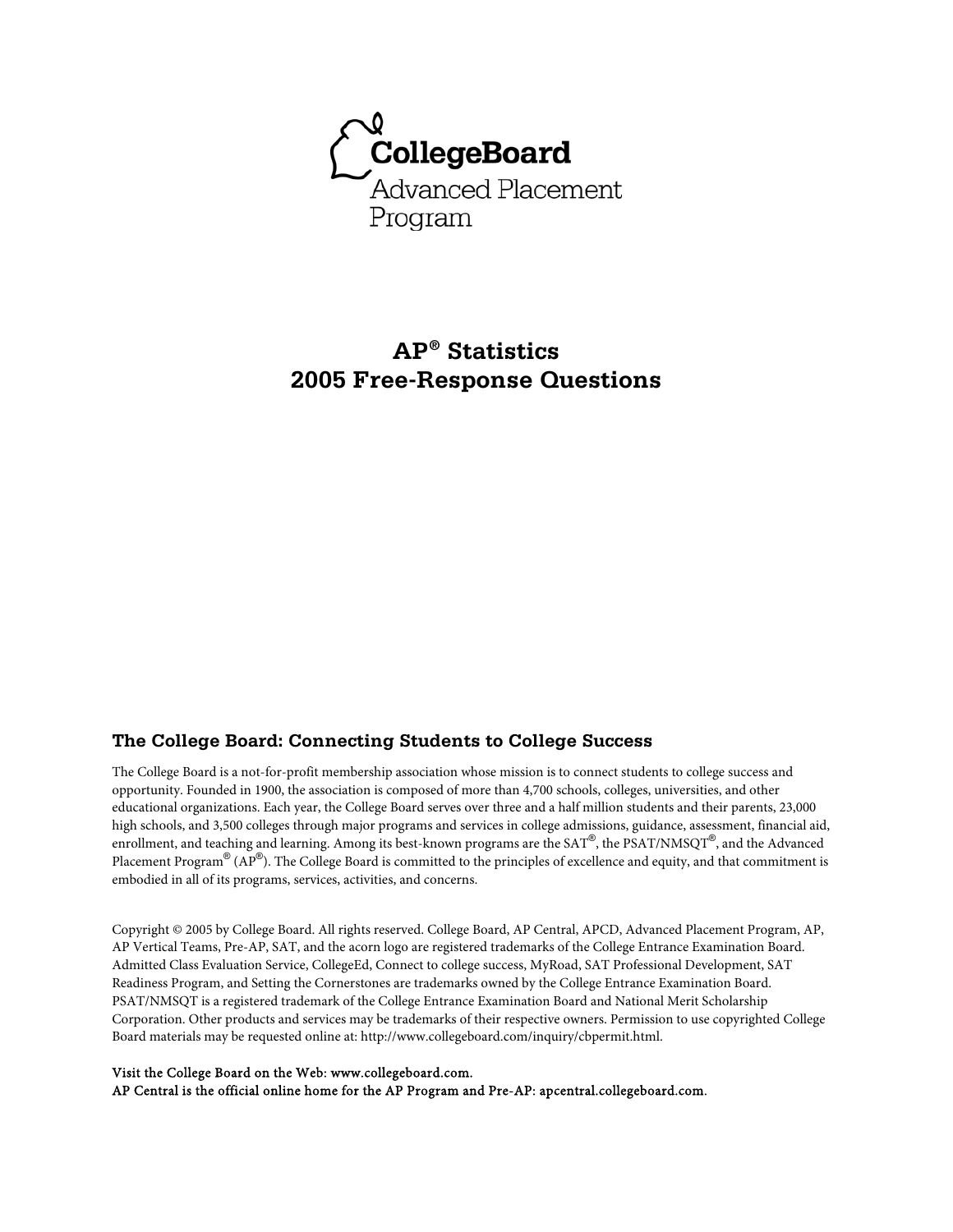CollegeBoard

Advanced Placement Program

# AP® Statistics 2005 Free-Response Questions

## The College Board: Connecting Students to College Success

The College Board is a not-for-profit membership association whose mission is to connect students to college success and opportunity. Founded in 1900, the association is composed of more than 4,700 schools, colleges, universities, and other educational organizations. Each year, the College Board serves over three and a half million students and their parents, 23,000 high schools, and 3,500 colleges through major programs and services in college admissions, guidance, assessment, financial aid, enrollment, and teaching and learning. Among its best-known programs are the SAT®, the PSAT/NMSQT®, and the Advanced Placement Program® (AP®). The College Board is committed to the principles of excellence and equity, and that commitment is embodied in all of its programs, services, activities, and concerns.

Copyright © 2005 by College Board. All rights reserved. College Board, AP Central, APCD, Advanced Placement Program, AP, AP Vertical Teams, Pre-AP, SAT, and the acorn logo are registered trademarks of the College Entrance Examination Board. Admitted Class Evaluation Service, CollegeEd, Connect to college success, MyRoad, SAT Professional Development, SAT Readiness Program, and Setting the Cornerstones are trademarks owned by the College Entrance Examination Board. PSAT/NMSQT is a registered trademark of the College Entrance Examination Board and National Merit Scholarship Corporation. Other products and services may be trademarks of their respective owners. Permission to use copyrighted College Board materials may be requested online at: http://www.collegeboard.com/inquiry/cbpermit.html.

Visit the College Board on the Web: www.collegeboard.com.
AP Central is the official online home for the AP Program and Pre-AP: apcentral.collegeboard.com.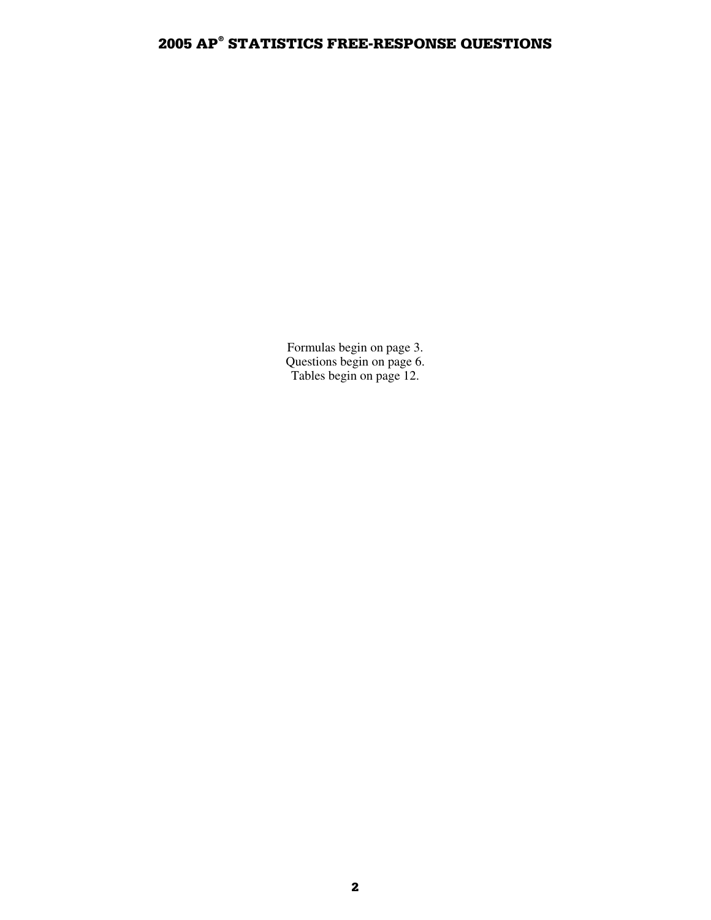Formulas begin on page 3.
Questions begin on page 6.
Tables begin on page 12.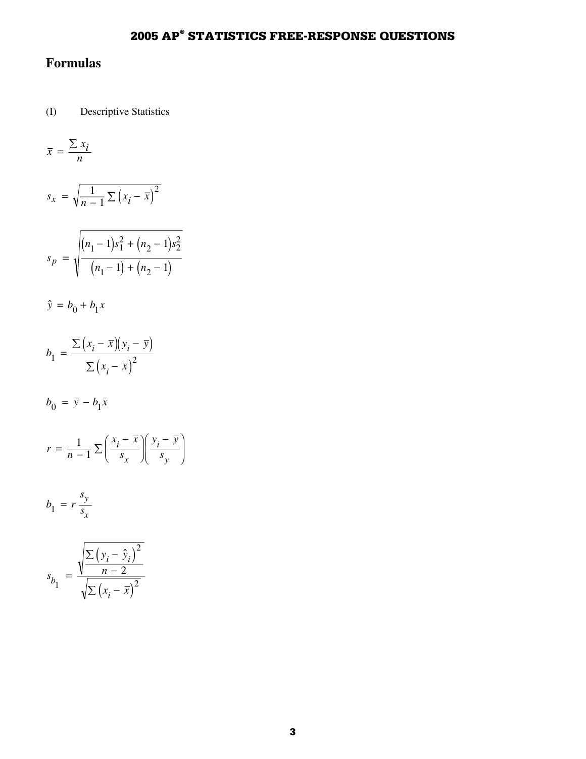## Formulas

(I) Descriptive Statistics

$$\bar{x} = \frac{\sum x_i}{n}$$

$$s_x = \sqrt{\frac{1}{n-1} \sum \left(x_i - \bar{x}\right)^2}$$

$$s_p = \sqrt{\frac{\left(n_1 - 1\right)s_1^2 + \left(n_2 - 1\right)s_2^2}{\left(n_1 - 1\right) + \left(n_2 - 1\right)}}$$

$$\hat{y} = b_0 + b_1 x$$

$$b_1 = \frac{\sum \left(x_i - \bar{x}\right)\left(y_i - \bar{y}\right)}{\sum \left(x_i - \bar{x}\right)^2}$$

$$b_0 = \bar{y} - b_1 \bar{x}$$

$$r = \frac{1}{n-1} \sum \left(\frac{x_i - \bar{x}}{s_x}\right)\left(\frac{y_i - \bar{y}}{s_y}\right)$$

$$b_1 = r \frac{s_y}{s_x}$$

$$s_{b_1} = \frac{\sqrt{\frac{\sum \left(y_i - \hat{y}_i\right)^2}{n-2}}}{\sqrt{\sum \left(x_i - \bar{x}\right)^2}}$$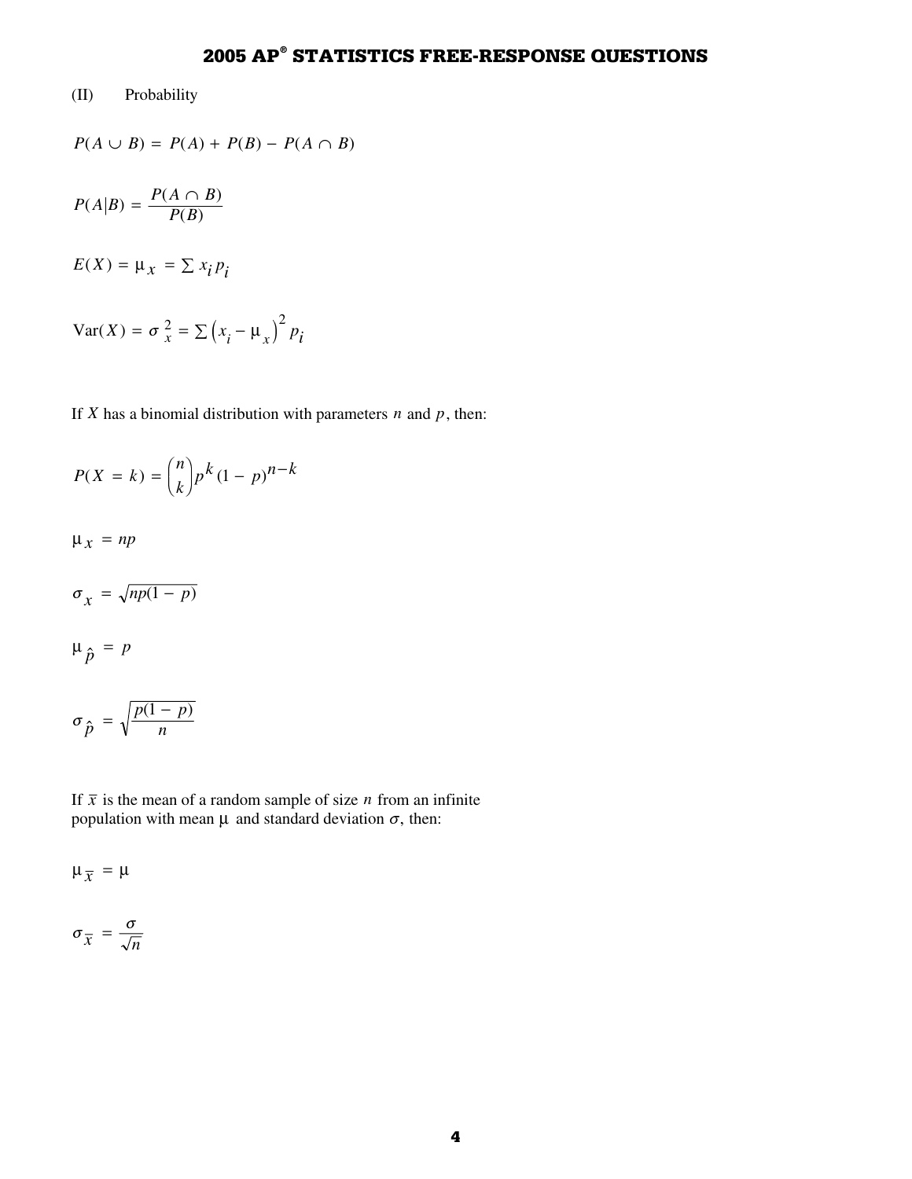(II) Probability

$$P(A \cup B) = P(A) + P(B) - P(A \cap B)$$

$$P(A|B) = \frac{P(A \cap B)}{P(B)}$$

$$E(X) = \mu_x = \sum x_i p_i$$

$$\text{Var}(X) = \sigma_x^2 = \sum \left(x_i - \mu_x\right)^2 p_i$$

If $X$ has a binomial distribution with parameters $n$ and $p$, then:

$$P(X = k) = \binom{n}{k} p^k (1 - p)^{n-k}$$

$$\mu_x = np$$

$$\sigma_x = \sqrt{np(1 - p)}$$

$$\mu_{\hat{p}} = p$$

$$\sigma_{\hat{p}} = \sqrt{\frac{p(1 - p)}{n}}$$

If $\bar{x}$ is the mean of a random sample of size $n$ from an infinite population with mean $\mu$ and standard deviation $\sigma$, then:

$$\mu_{\bar{x}} = \mu$$

$$\sigma_{\bar{x}} = \frac{\sigma}{\sqrt{n}}$$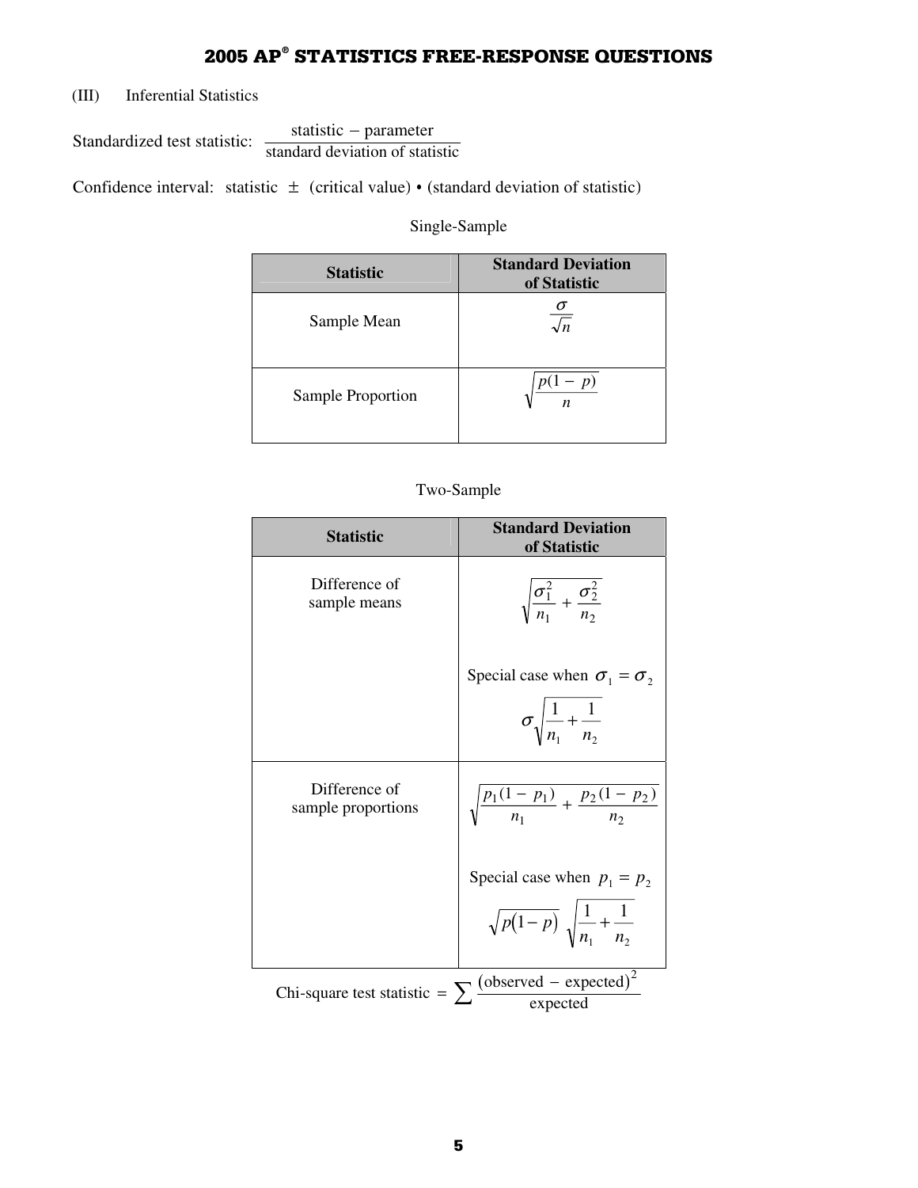## 2005 AP® STATISTICS FREE-RESPONSE QUESTIONS

(III) Inferential Statistics

Standardized test statistic: $\dfrac{\text{statistic} - \text{parameter}}{\text{standard deviation of statistic}}$

Confidence interval: statistic $\pm$ (critical value) • (standard deviation of statistic)

Single-Sample

| Statistic | Standard Deviation of Statistic |
|---|---|
| Sample Mean | $\dfrac{\sigma}{\sqrt{n}}$ |
| Sample Proportion | $\sqrt{\dfrac{p(1-p)}{n}}$ |

Two-Sample

| Statistic | Standard Deviation of Statistic |
|---|---|
| Difference of sample means | $\sqrt{\dfrac{\sigma_1^2}{n_1} + \dfrac{\sigma_2^2}{n_2}}$ <br> Special case when $\sigma_1 = \sigma_2$ <br> $\sigma\sqrt{\dfrac{1}{n_1} + \dfrac{1}{n_2}}$ |
| Difference of sample proportions | $\sqrt{\dfrac{p_1(1-p_1)}{n_1} + \dfrac{p_2(1-p_2)}{n_2}}$ <br> Special case when $p_1 = p_2$ <br> $\sqrt{p(1-p)}\sqrt{\dfrac{1}{n_1} + \dfrac{1}{n_2}}$ |

$$\text{Chi-square test statistic} = \sum \frac{(\text{observed} - \text{expected})^2}{\text{expected}}$$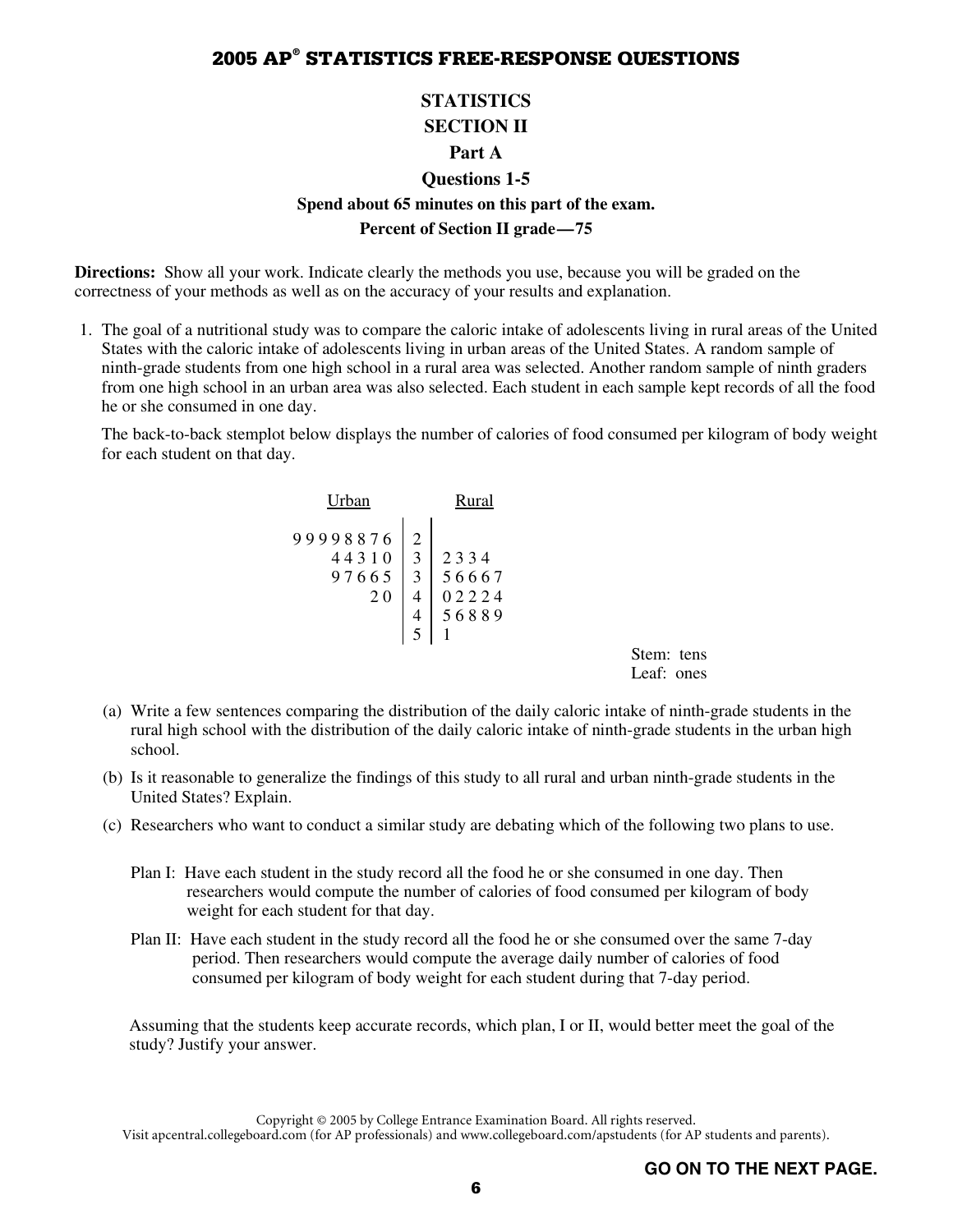## STATISTICS
## SECTION II
### Part A
### Questions 1-5
**Spend about 65 minutes on this part of the exam.**
**Percent of Section II grade—75**

**Directions:** Show all your work. Indicate clearly the methods you use, because you will be graded on the correctness of your methods as well as on the accuracy of your results and explanation.

1. The goal of a nutritional study was to compare the caloric intake of adolescents living in rural areas of the United States with the caloric intake of adolescents living in urban areas of the United States. A random sample of ninth-grade students from one high school in a rural area was selected. Another random sample of ninth graders from one high school in an urban area was also selected. Each student in each sample kept records of all the food he or she consumed in one day.

   The back-to-back stemplot below displays the number of calories of food consumed per kilogram of body weight for each student on that day.

| Urban | | Rural |
|---:|:---:|:---|
| 9 9 9 9 8 8 7 6 | 2 | |
| 4 4 3 1 0 | 3 | 2 3 3 4 |
| 9 7 6 6 5 | 3 | 5 6 6 6 7 |
| 2 0 | 4 | 0 2 2 2 4 |
| | 4 | 5 6 8 8 9 |
| | 5 | 1 |

Stem: tens
Leaf: ones

   (a) Write a few sentences comparing the distribution of the daily caloric intake of ninth-grade students in the rural high school with the distribution of the daily caloric intake of ninth-grade students in the urban high school.

   (b) Is it reasonable to generalize the findings of this study to all rural and urban ninth-grade students in the United States? Explain.

   (c) Researchers who want to conduct a similar study are debating which of the following two plans to use.

   Plan I: Have each student in the study record all the food he or she consumed in one day. Then researchers would compute the number of calories of food consumed per kilogram of body weight for each student for that day.

   Plan II: Have each student in the study record all the food he or she consumed over the same 7-day period. Then researchers would compute the average daily number of calories of food consumed per kilogram of body weight for each student during that 7-day period.

   Assuming that the students keep accurate records, which plan, I or II, would better meet the goal of the study? Justify your answer.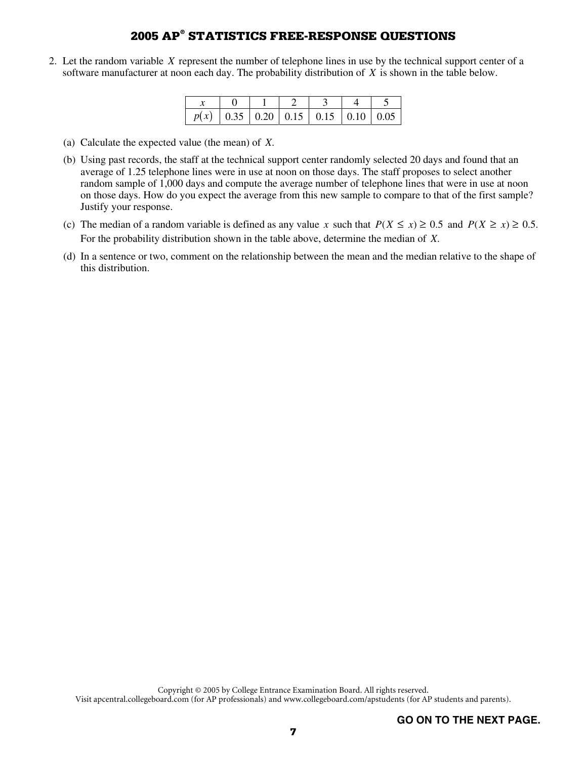2. Let the random variable $X$ represent the number of telephone lines in use by the technical support center of a software manufacturer at noon each day. The probability distribution of $X$ is shown in the table below.

| $x$ | 0 | 1 | 2 | 3 | 4 | 5 |
|---|---|---|---|---|---|---|
| $p(x)$ | 0.35 | 0.20 | 0.15 | 0.15 | 0.10 | 0.05 |

(a) Calculate the expected value (the mean) of $X$.

(b) Using past records, the staff at the technical support center randomly selected 20 days and found that an average of 1.25 telephone lines were in use at noon on those days. The staff proposes to select another random sample of 1,000 days and compute the average number of telephone lines that were in use at noon on those days. How do you expect the average from this new sample to compare to that of the first sample? Justify your response.

(c) The median of a random variable is defined as any value $x$ such that $P(X \leq x) \geq 0.5$ and $P(X \geq x) \geq 0.5$. For the probability distribution shown in the table above, determine the median of $X$.

(d) In a sentence or two, comment on the relationship between the mean and the median relative to the shape of this distribution.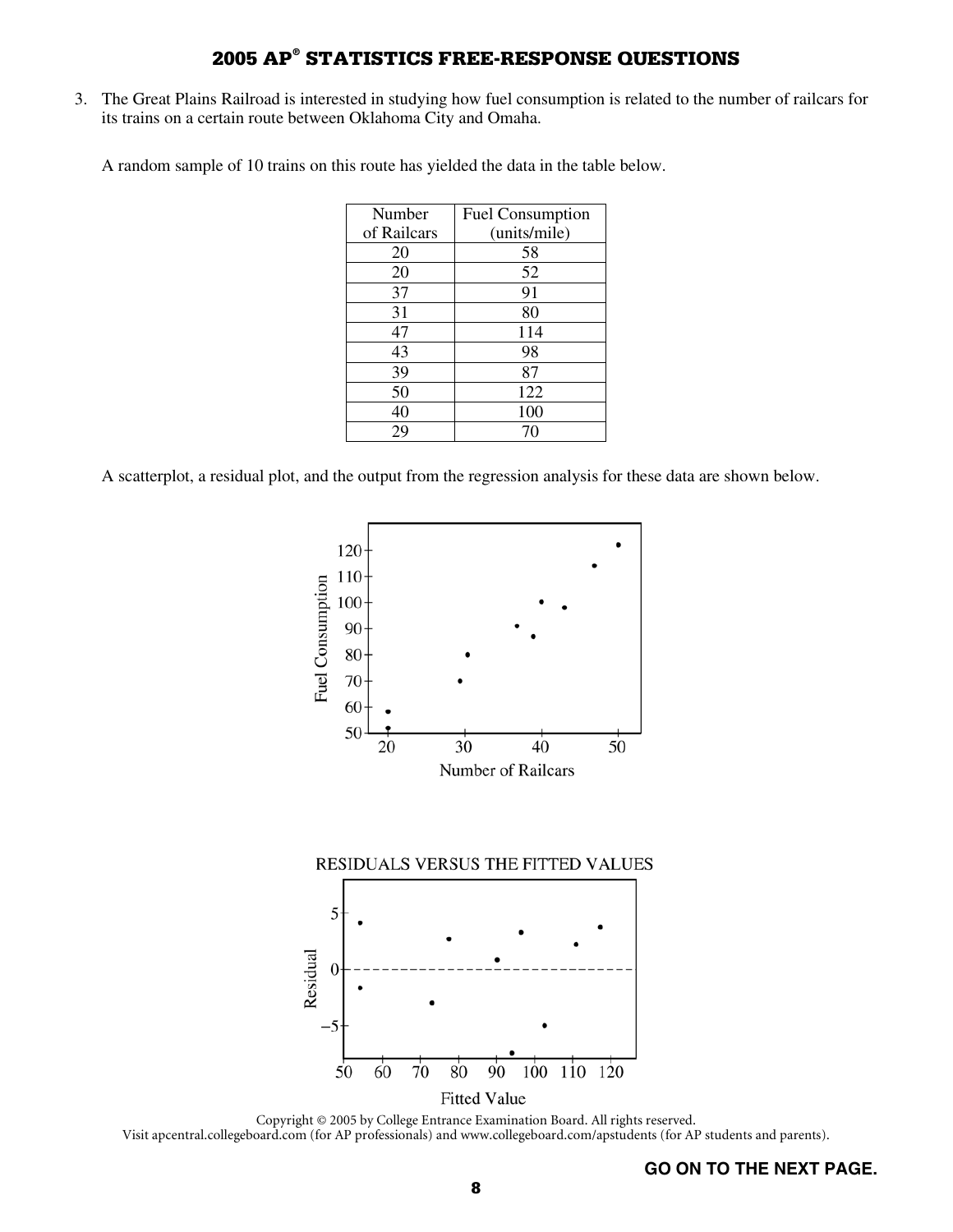3. The Great Plains Railroad is interested in studying how fuel consumption is related to the number of railcars for its trains on a certain route between Oklahoma City and Omaha.

A random sample of 10 trains on this route has yielded the data in the table below.

| Number of Railcars | Fuel Consumption (units/mile) |
| --- | --- |
| 20 | 58 |
| 20 | 52 |
| 37 | 91 |
| 31 | 80 |
| 47 | 114 |
| 43 | 98 |
| 39 | 87 |
| 50 | 122 |
| 40 | 100 |
| 29 | 70 |

A scatterplot, a residual plot, and the output from the regression analysis for these data are shown below.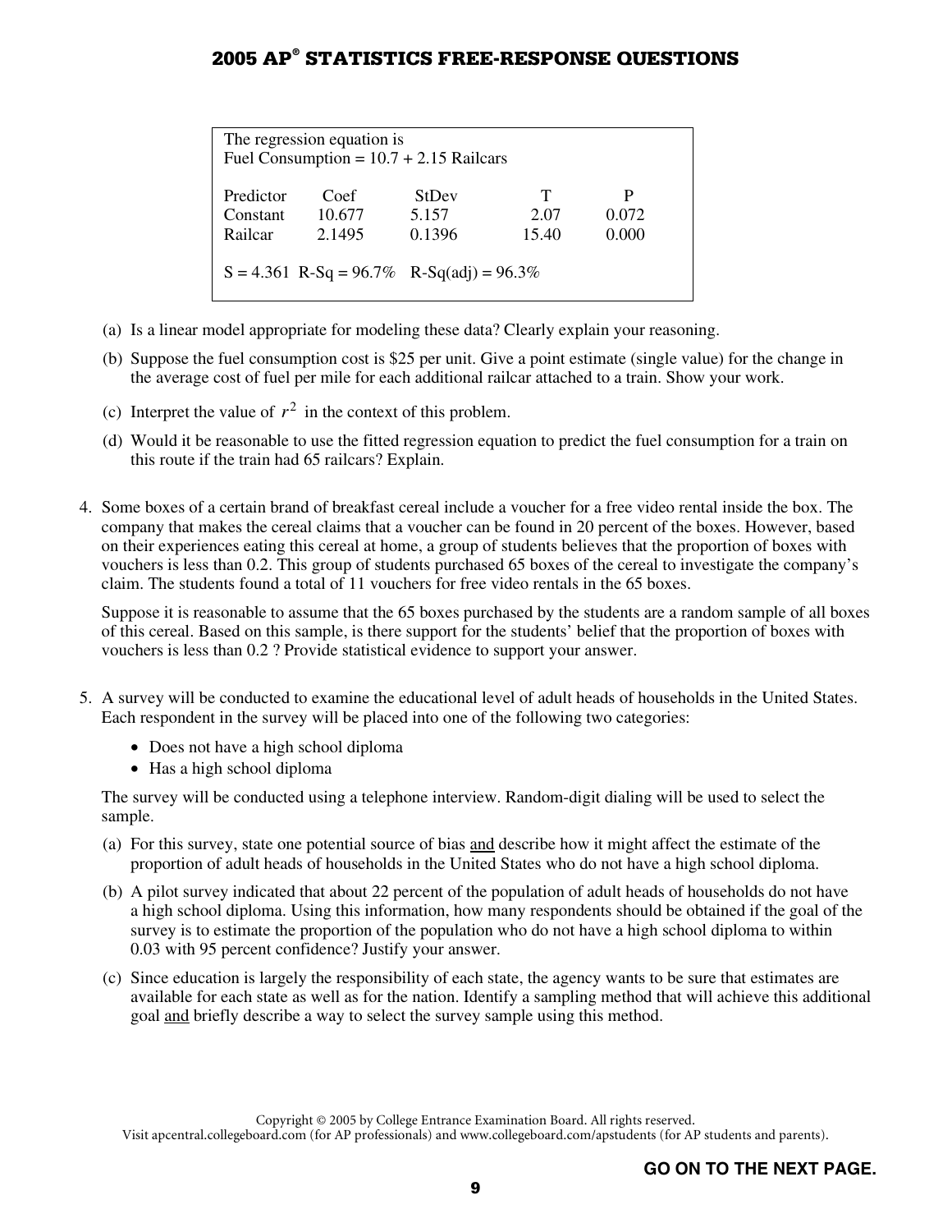The regression equation is
Fuel Consumption = 10.7 + 2.15 Railcars

| Predictor | Coef | StDev | T | P |
|---|---|---|---|---|
| Constant | 10.677 | 5.157 | 2.07 | 0.072 |
| Railcar | 2.1495 | 0.1396 | 15.40 | 0.000 |

S = 4.361  R-Sq = 96.7%   R-Sq(adj) = 96.3%

(a) Is a linear model appropriate for modeling these data? Clearly explain your reasoning.

(b) Suppose the fuel consumption cost is $25 per unit. Give a point estimate (single value) for the change in the average cost of fuel per mile for each additional railcar attached to a train. Show your work.

(c) Interpret the value of $r^2$ in the context of this problem.

(d) Would it be reasonable to use the fitted regression equation to predict the fuel consumption for a train on this route if the train had 65 railcars? Explain.

4. Some boxes of a certain brand of breakfast cereal include a voucher for a free video rental inside the box. The company that makes the cereal claims that a voucher can be found in 20 percent of the boxes. However, based on their experiences eating this cereal at home, a group of students believes that the proportion of boxes with vouchers is less than 0.2. This group of students purchased 65 boxes of the cereal to investigate the company's claim. The students found a total of 11 vouchers for free video rentals in the 65 boxes.

   Suppose it is reasonable to assume that the 65 boxes purchased by the students are a random sample of all boxes of this cereal. Based on this sample, is there support for the students' belief that the proportion of boxes with vouchers is less than 0.2 ? Provide statistical evidence to support your answer.

5. A survey will be conducted to examine the educational level of adult heads of households in the United States. Each respondent in the survey will be placed into one of the following two categories:

   - Does not have a high school diploma
   - Has a high school diploma

   The survey will be conducted using a telephone interview. Random-digit dialing will be used to select the sample.

   (a) For this survey, state one potential source of bias and describe how it might affect the estimate of the proportion of adult heads of households in the United States who do not have a high school diploma.

   (b) A pilot survey indicated that about 22 percent of the population of adult heads of households do not have a high school diploma. Using this information, how many respondents should be obtained if the goal of the survey is to estimate the proportion of the population who do not have a high school diploma to within 0.03 with 95 percent confidence? Justify your answer.

   (c) Since education is largely the responsibility of each state, the agency wants to be sure that estimates are available for each state as well as for the nation. Identify a sampling method that will achieve this additional goal and briefly describe a way to select the survey sample using this method.

Copyright © 2005 by College Entrance Examination Board. All rights reserved.
Visit apcentral.collegeboard.com (for AP professionals) and www.collegeboard.com/apstudents (for AP students and parents).

GO ON TO THE NEXT PAGE.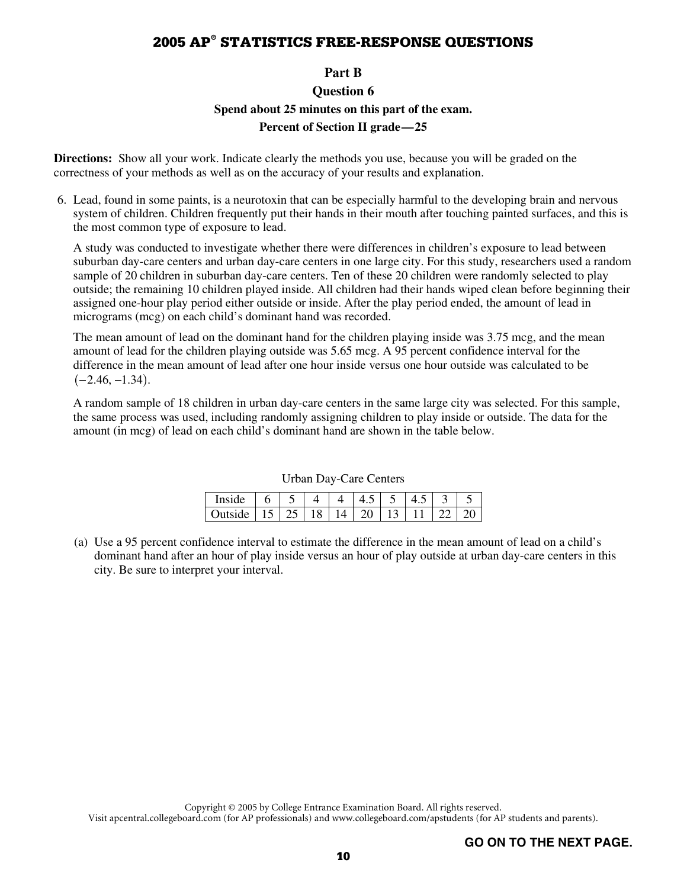## Part B

### Question 6

**Spend about 25 minutes on this part of the exam.**

**Percent of Section II grade—25**

**Directions:** Show all your work. Indicate clearly the methods you use, because you will be graded on the correctness of your methods as well as on the accuracy of your results and explanation.

6. Lead, found in some paints, is a neurotoxin that can be especially harmful to the developing brain and nervous system of children. Children frequently put their hands in their mouth after touching painted surfaces, and this is the most common type of exposure to lead.

   A study was conducted to investigate whether there were differences in children's exposure to lead between suburban day-care centers and urban day-care centers in one large city. For this study, researchers used a random sample of 20 children in suburban day-care centers. Ten of these 20 children were randomly selected to play outside; the remaining 10 children played inside. All children had their hands wiped clean before beginning their assigned one-hour play period either outside or inside. After the play period ended, the amount of lead in micrograms (mcg) on each child's dominant hand was recorded.

   The mean amount of lead on the dominant hand for the children playing inside was 3.75 mcg, and the mean amount of lead for the children playing outside was 5.65 mcg. A 95 percent confidence interval for the difference in the mean amount of lead after one hour inside versus one hour outside was calculated to be $(-2.46, -1.34)$.

   A random sample of 18 children in urban day-care centers in the same large city was selected. For this sample, the same process was used, including randomly assigning children to play inside or outside. The data for the amount (in mcg) of lead on each child's dominant hand are shown in the table below.

   Urban Day-Care Centers

   | Inside | 6 | 5 | 4 | 4 | 4.5 | 5 | 4.5 | 3 | 5 |
   |---|---|---|---|---|---|---|---|---|---|
   | Outside | 15 | 25 | 18 | 14 | 20 | 13 | 11 | 22 | 20 |

   (a) Use a 95 percent confidence interval to estimate the difference in the mean amount of lead on a child's dominant hand after an hour of play inside versus an hour of play outside at urban day-care centers in this city. Be sure to interpret your interval.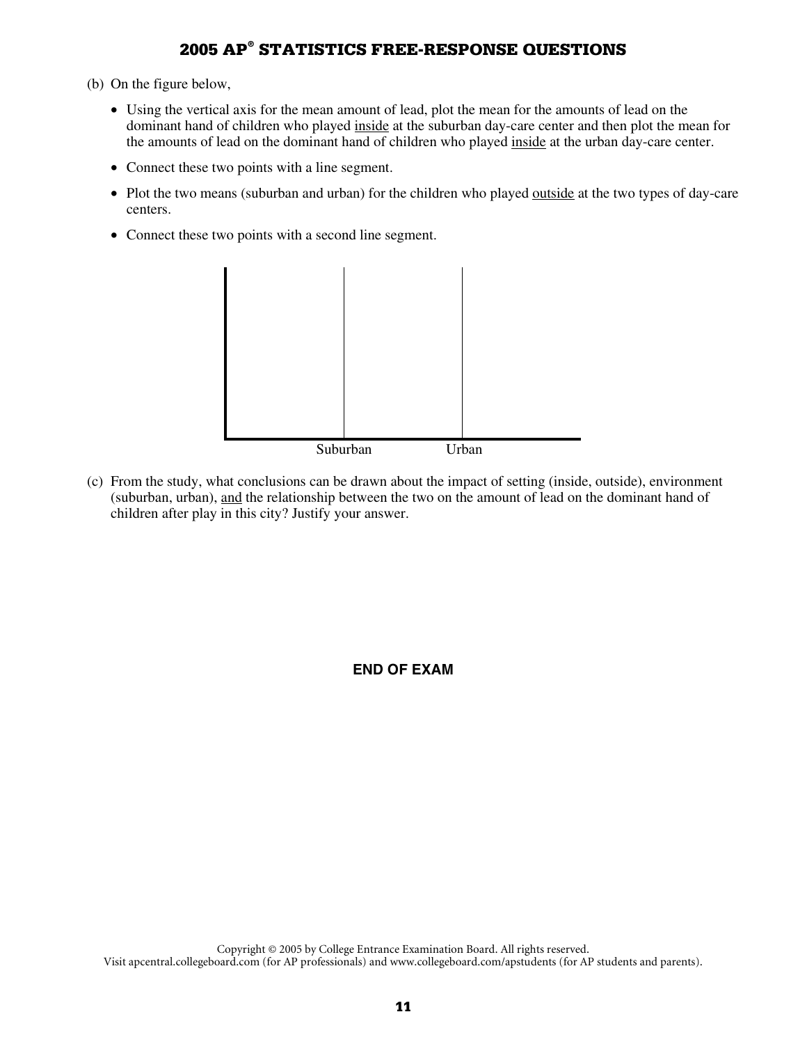(b) On the figure below,

- Using the vertical axis for the mean amount of lead, plot the mean for the amounts of lead on the dominant hand of children who played inside at the suburban day-care center and then plot the mean for the amounts of lead on the dominant hand of children who played inside at the urban day-care center.
- Connect these two points with a line segment.
- Plot the two means (suburban and urban) for the children who played outside at the two types of day-care centers.
- Connect these two points with a second line segment.

Suburban Urban

(c) From the study, what conclusions can be drawn about the impact of setting (inside, outside), environment (suburban, urban), and the relationship between the two on the amount of lead on the dominant hand of children after play in this city? Justify your answer.

**END OF EXAM**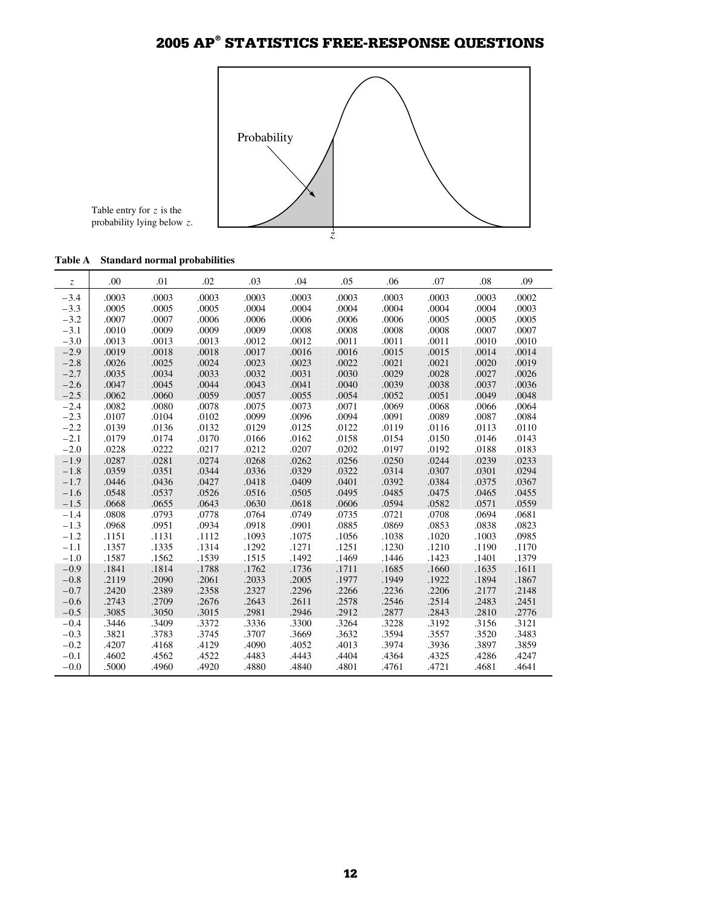## 2005 AP® STATISTICS FREE-RESPONSE QUESTIONS

Probability

Table entry for $z$ is the probability lying below $z$.

**Table A Standard normal probabilities**

| $z$ | .00 | .01 | .02 | .03 | .04 | .05 | .06 | .07 | .08 | .09 |
|---|---|---|---|---|---|---|---|---|---|---|
| −3.4 | .0003 | .0003 | .0003 | .0003 | .0003 | .0003 | .0003 | .0003 | .0003 | .0002 |
| −3.3 | .0005 | .0005 | .0005 | .0004 | .0004 | .0004 | .0004 | .0004 | .0004 | .0003 |
| −3.2 | .0007 | .0007 | .0006 | .0006 | .0006 | .0006 | .0006 | .0005 | .0005 | .0005 |
| −3.1 | .0010 | .0009 | .0009 | .0009 | .0008 | .0008 | .0008 | .0008 | .0007 | .0007 |
| −3.0 | .0013 | .0013 | .0013 | .0012 | .0012 | .0011 | .0011 | .0011 | .0010 | .0010 |
| −2.9 | .0019 | .0018 | .0018 | .0017 | .0016 | .0016 | .0015 | .0015 | .0014 | .0014 |
| −2.8 | .0026 | .0025 | .0024 | .0023 | .0023 | .0022 | .0021 | .0021 | .0020 | .0019 |
| −2.7 | .0035 | .0034 | .0033 | .0032 | .0031 | .0030 | .0029 | .0028 | .0027 | .0026 |
| −2.6 | .0047 | .0045 | .0044 | .0043 | .0041 | .0040 | .0039 | .0038 | .0037 | .0036 |
| −2.5 | .0062 | .0060 | .0059 | .0057 | .0055 | .0054 | .0052 | .0051 | .0049 | .0048 |
| −2.4 | .0082 | .0080 | .0078 | .0075 | .0073 | .0071 | .0069 | .0068 | .0066 | .0064 |
| −2.3 | .0107 | .0104 | .0102 | .0099 | .0096 | .0094 | .0091 | .0089 | .0087 | .0084 |
| −2.2 | .0139 | .0136 | .0132 | .0129 | .0125 | .0122 | .0119 | .0116 | .0113 | .0110 |
| −2.1 | .0179 | .0174 | .0170 | .0166 | .0162 | .0158 | .0154 | .0150 | .0146 | .0143 |
| −2.0 | .0228 | .0222 | .0217 | .0212 | .0207 | .0202 | .0197 | .0192 | .0188 | .0183 |
| −1.9 | .0287 | .0281 | .0274 | .0268 | .0262 | .0256 | .0250 | .0244 | .0239 | .0233 |
| −1.8 | .0359 | .0351 | .0344 | .0336 | .0329 | .0322 | .0314 | .0307 | .0301 | .0294 |
| −1.7 | .0446 | .0436 | .0427 | .0418 | .0409 | .0401 | .0392 | .0384 | .0375 | .0367 |
| −1.6 | .0548 | .0537 | .0526 | .0516 | .0505 | .0495 | .0485 | .0475 | .0465 | .0455 |
| −1.5 | .0668 | .0655 | .0643 | .0630 | .0618 | .0606 | .0594 | .0582 | .0571 | .0559 |
| −1.4 | .0808 | .0793 | .0778 | .0764 | .0749 | .0735 | .0721 | .0708 | .0694 | .0681 |
| −1.3 | .0968 | .0951 | .0934 | .0918 | .0901 | .0885 | .0869 | .0853 | .0838 | .0823 |
| −1.2 | .1151 | .1131 | .1112 | .1093 | .1075 | .1056 | .1038 | .1020 | .1003 | .0985 |
| −1.1 | .1357 | .1335 | .1314 | .1292 | .1271 | .1251 | .1230 | .1210 | .1190 | .1170 |
| −1.0 | .1587 | .1562 | .1539 | .1515 | .1492 | .1469 | .1446 | .1423 | .1401 | .1379 |
| −0.9 | .1841 | .1814 | .1788 | .1762 | .1736 | .1711 | .1685 | .1660 | .1635 | .1611 |
| −0.8 | .2119 | .2090 | .2061 | .2033 | .2005 | .1977 | .1949 | .1922 | .1894 | .1867 |
| −0.7 | .2420 | .2389 | .2358 | .2327 | .2296 | .2266 | .2236 | .2206 | .2177 | .2148 |
| −0.6 | .2743 | .2709 | .2676 | .2643 | .2611 | .2578 | .2546 | .2514 | .2483 | .2451 |
| −0.5 | .3085 | .3050 | .3015 | .2981 | .2946 | .2912 | .2877 | .2843 | .2810 | .2776 |
| −0.4 | .3446 | .3409 | .3372 | .3336 | .3300 | .3264 | .3228 | .3192 | .3156 | .3121 |
| −0.3 | .3821 | .3783 | .3745 | .3707 | .3669 | .3632 | .3594 | .3557 | .3520 | .3483 |
| −0.2 | .4207 | .4168 | .4129 | .4090 | .4052 | .4013 | .3974 | .3936 | .3897 | .3859 |
| −0.1 | .4602 | .4562 | .4522 | .4483 | .4443 | .4404 | .4364 | .4325 | .4286 | .4247 |
| −0.0 | .5000 | .4960 | .4920 | .4880 | .4840 | .4801 | .4761 | .4721 | .4681 | .4641 |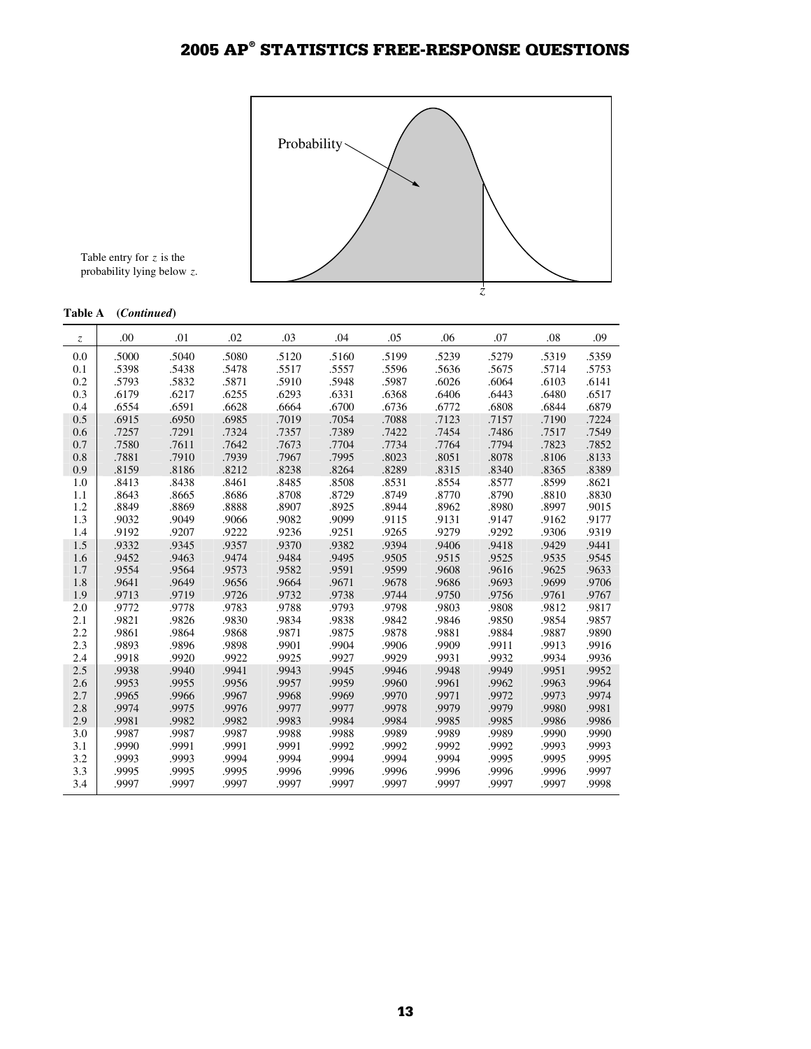Table entry for $z$ is the probability lying below $z$.

**Table A (*Continued*)**

| $z$ | .00 | .01 | .02 | .03 | .04 | .05 | .06 | .07 | .08 | .09 |
|---|---|---|---|---|---|---|---|---|---|---|
| 0.0 | .5000 | .5040 | .5080 | .5120 | .5160 | .5199 | .5239 | .5279 | .5319 | .5359 |
| 0.1 | .5398 | .5438 | .5478 | .5517 | .5557 | .5596 | .5636 | .5675 | .5714 | .5753 |
| 0.2 | .5793 | .5832 | .5871 | .5910 | .5948 | .5987 | .6026 | .6064 | .6103 | .6141 |
| 0.3 | .6179 | .6217 | .6255 | .6293 | .6331 | .6368 | .6406 | .6443 | .6480 | .6517 |
| 0.4 | .6554 | .6591 | .6628 | .6664 | .6700 | .6736 | .6772 | .6808 | .6844 | .6879 |
| 0.5 | .6915 | .6950 | .6985 | .7019 | .7054 | .7088 | .7123 | .7157 | .7190 | .7224 |
| 0.6 | .7257 | .7291 | .7324 | .7357 | .7389 | .7422 | .7454 | .7486 | .7517 | .7549 |
| 0.7 | .7580 | .7611 | .7642 | .7673 | .7704 | .7734 | .7764 | .7794 | .7823 | .7852 |
| 0.8 | .7881 | .7910 | .7939 | .7967 | .7995 | .8023 | .8051 | .8078 | .8106 | .8133 |
| 0.9 | .8159 | .8186 | .8212 | .8238 | .8264 | .8289 | .8315 | .8340 | .8365 | .8389 |
| 1.0 | .8413 | .8438 | .8461 | .8485 | .8508 | .8531 | .8554 | .8577 | .8599 | .8621 |
| 1.1 | .8643 | .8665 | .8686 | .8708 | .8729 | .8749 | .8770 | .8790 | .8810 | .8830 |
| 1.2 | .8849 | .8869 | .8888 | .8907 | .8925 | .8944 | .8962 | .8980 | .8997 | .9015 |
| 1.3 | .9032 | .9049 | .9066 | .9082 | .9099 | .9115 | .9131 | .9147 | .9162 | .9177 |
| 1.4 | .9192 | .9207 | .9222 | .9236 | .9251 | .9265 | .9279 | .9292 | .9306 | .9319 |
| 1.5 | .9332 | .9345 | .9357 | .9370 | .9382 | .9394 | .9406 | .9418 | .9429 | .9441 |
| 1.6 | .9452 | .9463 | .9474 | .9484 | .9495 | .9505 | .9515 | .9525 | .9535 | .9545 |
| 1.7 | .9554 | .9564 | .9573 | .9582 | .9591 | .9599 | .9608 | .9616 | .9625 | .9633 |
| 1.8 | .9641 | .9649 | .9656 | .9664 | .9671 | .9678 | .9686 | .9693 | .9699 | .9706 |
| 1.9 | .9713 | .9719 | .9726 | .9732 | .9738 | .9744 | .9750 | .9756 | .9761 | .9767 |
| 2.0 | .9772 | .9778 | .9783 | .9788 | .9793 | .9798 | .9803 | .9808 | .9812 | .9817 |
| 2.1 | .9821 | .9826 | .9830 | .9834 | .9838 | .9842 | .9846 | .9850 | .9854 | .9857 |
| 2.2 | .9861 | .9864 | .9868 | .9871 | .9875 | .9878 | .9881 | .9884 | .9887 | .9890 |
| 2.3 | .9893 | .9896 | .9898 | .9901 | .9904 | .9906 | .9909 | .9911 | .9913 | .9916 |
| 2.4 | .9918 | .9920 | .9922 | .9925 | .9927 | .9929 | .9931 | .9932 | .9934 | .9936 |
| 2.5 | .9938 | .9940 | .9941 | .9943 | .9945 | .9946 | .9948 | .9949 | .9951 | .9952 |
| 2.6 | .9953 | .9955 | .9956 | .9957 | .9959 | .9960 | .9961 | .9962 | .9963 | .9964 |
| 2.7 | .9965 | .9966 | .9967 | .9968 | .9969 | .9970 | .9971 | .9972 | .9973 | .9974 |
| 2.8 | .9974 | .9975 | .9976 | .9977 | .9977 | .9978 | .9979 | .9979 | .9980 | .9981 |
| 2.9 | .9981 | .9982 | .9982 | .9983 | .9984 | .9984 | .9985 | .9985 | .9986 | .9986 |
| 3.0 | .9987 | .9987 | .9987 | .9988 | .9988 | .9989 | .9989 | .9989 | .9990 | .9990 |
| 3.1 | .9990 | .9991 | .9991 | .9991 | .9992 | .9992 | .9992 | .9992 | .9993 | .9993 |
| 3.2 | .9993 | .9993 | .9994 | .9994 | .9994 | .9994 | .9994 | .9995 | .9995 | .9995 |
| 3.3 | .9995 | .9995 | .9995 | .9996 | .9996 | .9996 | .9996 | .9996 | .9996 | .9997 |
| 3.4 | .9997 | .9997 | .9997 | .9997 | .9997 | .9997 | .9997 | .9997 | .9997 | .9998 |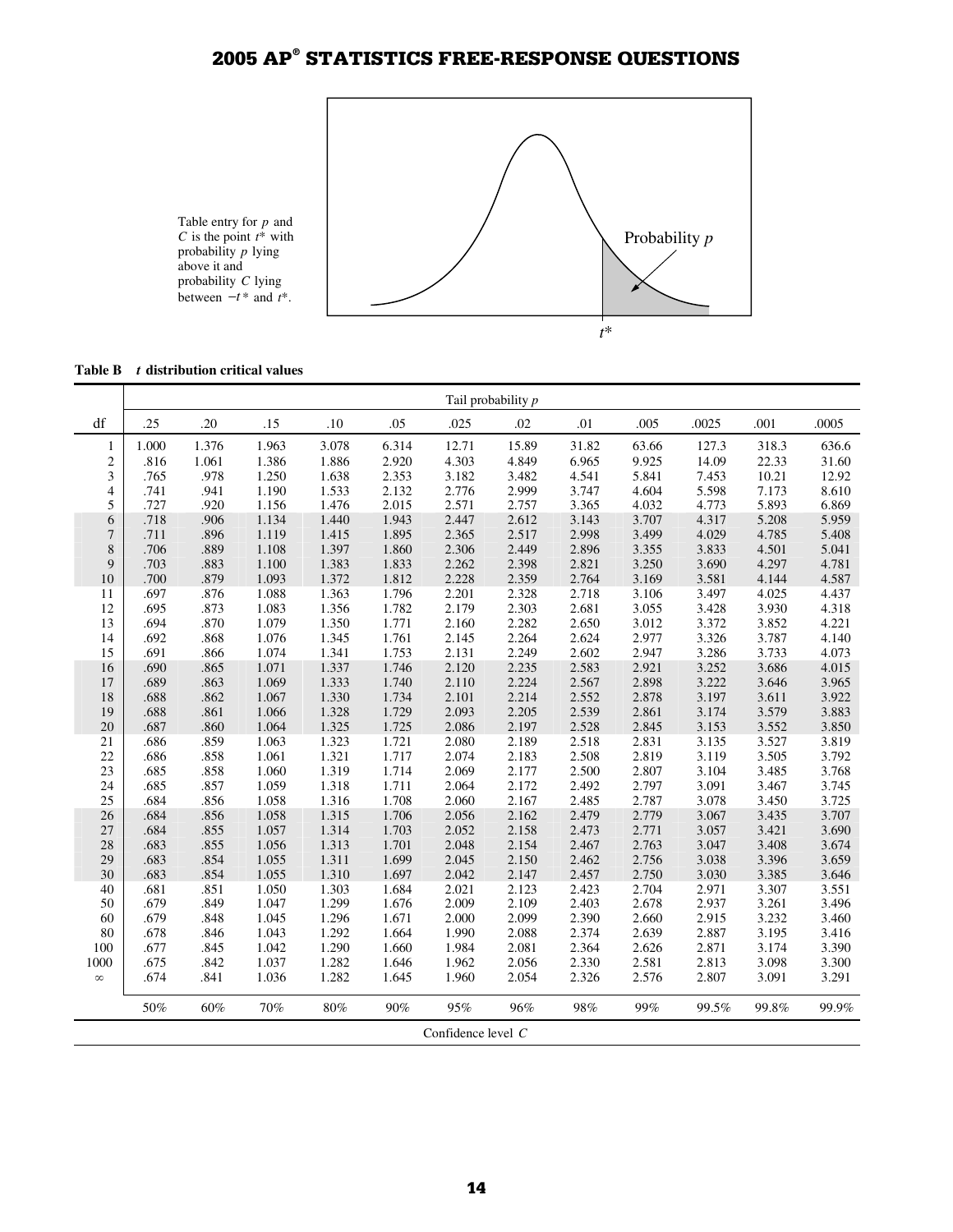Table entry for $p$ and $C$ is the point $t^*$ with probability $p$ lying above it and probability $C$ lying between $-t^*$ and $t^*$.

Probability $p$

$t^*$

**Table B** $t$ **distribution critical values**

| | Tail probability $p$ | | | | | | | | | | | |
|---|---|---|---|---|---|---|---|---|---|---|---|---|
| df | .25 | .20 | .15 | .10 | .05 | .025 | .02 | .01 | .005 | .0025 | .001 | .0005 |
| 1 | 1.000 | 1.376 | 1.963 | 3.078 | 6.314 | 12.71 | 15.89 | 31.82 | 63.66 | 127.3 | 318.3 | 636.6 |
| 2 | .816 | 1.061 | 1.386 | 1.886 | 2.920 | 4.303 | 4.849 | 6.965 | 9.925 | 14.09 | 22.33 | 31.60 |
| 3 | .765 | .978 | 1.250 | 1.638 | 2.353 | 3.182 | 3.482 | 4.541 | 5.841 | 7.453 | 10.21 | 12.92 |
| 4 | .741 | .941 | 1.190 | 1.533 | 2.132 | 2.776 | 2.999 | 3.747 | 4.604 | 5.598 | 7.173 | 8.610 |
| 5 | .727 | .920 | 1.156 | 1.476 | 2.015 | 2.571 | 2.757 | 3.365 | 4.032 | 4.773 | 5.893 | 6.869 |
| 6 | .718 | .906 | 1.134 | 1.440 | 1.943 | 2.447 | 2.612 | 3.143 | 3.707 | 4.317 | 5.208 | 5.959 |
| 7 | .711 | .896 | 1.119 | 1.415 | 1.895 | 2.365 | 2.517 | 2.998 | 3.499 | 4.029 | 4.785 | 5.408 |
| 8 | .706 | .889 | 1.108 | 1.397 | 1.860 | 2.306 | 2.449 | 2.896 | 3.355 | 3.833 | 4.501 | 5.041 |
| 9 | .703 | .883 | 1.100 | 1.383 | 1.833 | 2.262 | 2.398 | 2.821 | 3.250 | 3.690 | 4.297 | 4.781 |
| 10 | .700 | .879 | 1.093 | 1.372 | 1.812 | 2.228 | 2.359 | 2.764 | 3.169 | 3.581 | 4.144 | 4.587 |
| 11 | .697 | .876 | 1.088 | 1.363 | 1.796 | 2.201 | 2.328 | 2.718 | 3.106 | 3.497 | 4.025 | 4.437 |
| 12 | .695 | .873 | 1.083 | 1.356 | 1.782 | 2.179 | 2.303 | 2.681 | 3.055 | 3.428 | 3.930 | 4.318 |
| 13 | .694 | .870 | 1.079 | 1.350 | 1.771 | 2.160 | 2.282 | 2.650 | 3.012 | 3.372 | 3.852 | 4.221 |
| 14 | .692 | .868 | 1.076 | 1.345 | 1.761 | 2.145 | 2.264 | 2.624 | 2.977 | 3.326 | 3.787 | 4.140 |
| 15 | .691 | .866 | 1.074 | 1.341 | 1.753 | 2.131 | 2.249 | 2.602 | 2.947 | 3.286 | 3.733 | 4.073 |
| 16 | .690 | .865 | 1.071 | 1.337 | 1.746 | 2.120 | 2.235 | 2.583 | 2.921 | 3.252 | 3.686 | 4.015 |
| 17 | .689 | .863 | 1.069 | 1.333 | 1.740 | 2.110 | 2.224 | 2.567 | 2.898 | 3.222 | 3.646 | 3.965 |
| 18 | .688 | .862 | 1.067 | 1.330 | 1.734 | 2.101 | 2.214 | 2.552 | 2.878 | 3.197 | 3.611 | 3.922 |
| 19 | .688 | .861 | 1.066 | 1.328 | 1.729 | 2.093 | 2.205 | 2.539 | 2.861 | 3.174 | 3.579 | 3.883 |
| 20 | .687 | .860 | 1.064 | 1.325 | 1.725 | 2.086 | 2.197 | 2.528 | 2.845 | 3.153 | 3.552 | 3.850 |
| 21 | .686 | .859 | 1.063 | 1.323 | 1.721 | 2.080 | 2.189 | 2.518 | 2.831 | 3.135 | 3.527 | 3.819 |
| 22 | .686 | .858 | 1.061 | 1.321 | 1.717 | 2.074 | 2.183 | 2.508 | 2.819 | 3.119 | 3.505 | 3.792 |
| 23 | .685 | .858 | 1.060 | 1.319 | 1.714 | 2.069 | 2.177 | 2.500 | 2.807 | 3.104 | 3.485 | 3.768 |
| 24 | .685 | .857 | 1.059 | 1.318 | 1.711 | 2.064 | 2.172 | 2.492 | 2.797 | 3.091 | 3.467 | 3.745 |
| 25 | .684 | .856 | 1.058 | 1.316 | 1.708 | 2.060 | 2.167 | 2.485 | 2.787 | 3.078 | 3.450 | 3.725 |
| 26 | .684 | .856 | 1.058 | 1.315 | 1.706 | 2.056 | 2.162 | 2.479 | 2.779 | 3.067 | 3.435 | 3.707 |
| 27 | .684 | .855 | 1.057 | 1.314 | 1.703 | 2.052 | 2.158 | 2.473 | 2.771 | 3.057 | 3.421 | 3.690 |
| 28 | .683 | .855 | 1.056 | 1.313 | 1.701 | 2.048 | 2.154 | 2.467 | 2.763 | 3.047 | 3.408 | 3.674 |
| 29 | .683 | .854 | 1.055 | 1.311 | 1.699 | 2.045 | 2.150 | 2.462 | 2.756 | 3.038 | 3.396 | 3.659 |
| 30 | .683 | .854 | 1.055 | 1.310 | 1.697 | 2.042 | 2.147 | 2.457 | 2.750 | 3.030 | 3.385 | 3.646 |
| 40 | .681 | .851 | 1.050 | 1.303 | 1.684 | 2.021 | 2.123 | 2.423 | 2.704 | 2.971 | 3.307 | 3.551 |
| 50 | .679 | .849 | 1.047 | 1.299 | 1.676 | 2.009 | 2.109 | 2.403 | 2.678 | 2.937 | 3.261 | 3.496 |
| 60 | .679 | .848 | 1.045 | 1.296 | 1.671 | 2.000 | 2.099 | 2.390 | 2.660 | 2.915 | 3.232 | 3.460 |
| 80 | .678 | .846 | 1.043 | 1.292 | 1.664 | 1.990 | 2.088 | 2.374 | 2.639 | 2.887 | 3.195 | 3.416 |
| 100 | .677 | .845 | 1.042 | 1.290 | 1.660 | 1.984 | 2.081 | 2.364 | 2.626 | 2.871 | 3.174 | 3.390 |
| 1000 | .675 | .842 | 1.037 | 1.282 | 1.646 | 1.962 | 2.056 | 2.330 | 2.581 | 2.813 | 3.098 | 3.300 |
| $\infty$ | .674 | .841 | 1.036 | 1.282 | 1.645 | 1.960 | 2.054 | 2.326 | 2.576 | 2.807 | 3.091 | 3.291 |
| | 50% | 60% | 70% | 80% | 90% | 95% | 96% | 98% | 99% | 99.5% | 99.8% | 99.9% |
| | Confidence level $C$ | | | | | | | | | | | |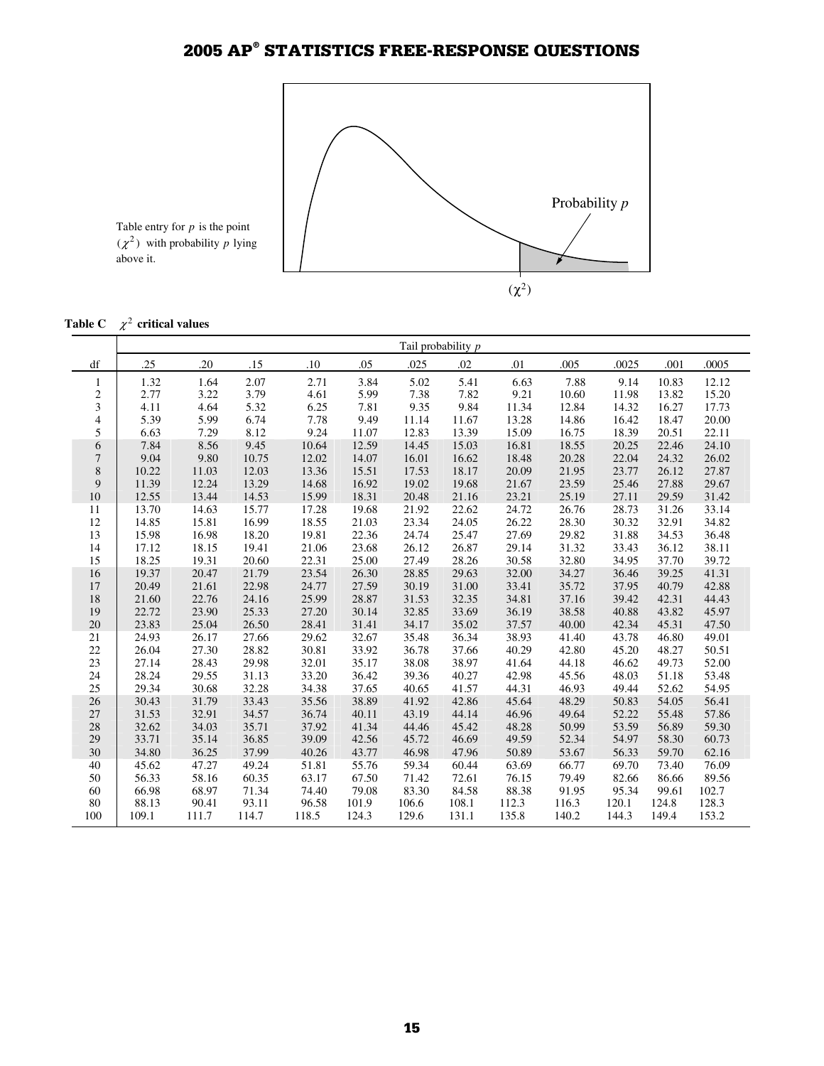Table entry for $p$ is the point $(\chi^2)$ with probability $p$ lying above it.

Probability $p$

$(\chi^2)$

**Table C** $\chi^2$ **critical values**

| | Tail probability $p$ | | | | | | | | | | | |
|---|---|---|---|---|---|---|---|---|---|---|---|---|
| df | .25 | .20 | .15 | .10 | .05 | .025 | .02 | .01 | .005 | .0025 | .001 | .0005 |
| 1 | 1.32 | 1.64 | 2.07 | 2.71 | 3.84 | 5.02 | 5.41 | 6.63 | 7.88 | 9.14 | 10.83 | 12.12 |
| 2 | 2.77 | 3.22 | 3.79 | 4.61 | 5.99 | 7.38 | 7.82 | 9.21 | 10.60 | 11.98 | 13.82 | 15.20 |
| 3 | 4.11 | 4.64 | 5.32 | 6.25 | 7.81 | 9.35 | 9.84 | 11.34 | 12.84 | 14.32 | 16.27 | 17.73 |
| 4 | 5.39 | 5.99 | 6.74 | 7.78 | 9.49 | 11.14 | 11.67 | 13.28 | 14.86 | 16.42 | 18.47 | 20.00 |
| 5 | 6.63 | 7.29 | 8.12 | 9.24 | 11.07 | 12.83 | 13.39 | 15.09 | 16.75 | 18.39 | 20.51 | 22.11 |
| 6 | 7.84 | 8.56 | 9.45 | 10.64 | 12.59 | 14.45 | 15.03 | 16.81 | 18.55 | 20.25 | 22.46 | 24.10 |
| 7 | 9.04 | 9.80 | 10.75 | 12.02 | 14.07 | 16.01 | 16.62 | 18.48 | 20.28 | 22.04 | 24.32 | 26.02 |
| 8 | 10.22 | 11.03 | 12.03 | 13.36 | 15.51 | 17.53 | 18.17 | 20.09 | 21.95 | 23.77 | 26.12 | 27.87 |
| 9 | 11.39 | 12.24 | 13.29 | 14.68 | 16.92 | 19.02 | 19.68 | 21.67 | 23.59 | 25.46 | 27.88 | 29.67 |
| 10 | 12.55 | 13.44 | 14.53 | 15.99 | 18.31 | 20.48 | 21.16 | 23.21 | 25.19 | 27.11 | 29.59 | 31.42 |
| 11 | 13.70 | 14.63 | 15.77 | 17.28 | 19.68 | 21.92 | 22.62 | 24.72 | 26.76 | 28.73 | 31.26 | 33.14 |
| 12 | 14.85 | 15.81 | 16.99 | 18.55 | 21.03 | 23.34 | 24.05 | 26.22 | 28.30 | 30.32 | 32.91 | 34.82 |
| 13 | 15.98 | 16.98 | 18.20 | 19.81 | 22.36 | 24.74 | 25.47 | 27.69 | 29.82 | 31.88 | 34.53 | 36.48 |
| 14 | 17.12 | 18.15 | 19.41 | 21.06 | 23.68 | 26.12 | 26.87 | 29.14 | 31.32 | 33.43 | 36.12 | 38.11 |
| 15 | 18.25 | 19.31 | 20.60 | 22.31 | 25.00 | 27.49 | 28.26 | 30.58 | 32.80 | 34.95 | 37.70 | 39.72 |
| 16 | 19.37 | 20.47 | 21.79 | 23.54 | 26.30 | 28.85 | 29.63 | 32.00 | 34.27 | 36.46 | 39.25 | 41.31 |
| 17 | 20.49 | 21.61 | 22.98 | 24.77 | 27.59 | 30.19 | 31.00 | 33.41 | 35.72 | 37.95 | 40.79 | 42.88 |
| 18 | 21.60 | 22.76 | 24.16 | 25.99 | 28.87 | 31.53 | 32.35 | 34.81 | 37.16 | 39.42 | 42.31 | 44.43 |
| 19 | 22.72 | 23.90 | 25.33 | 27.20 | 30.14 | 32.85 | 33.69 | 36.19 | 38.58 | 40.88 | 43.82 | 45.97 |
| 20 | 23.83 | 25.04 | 26.50 | 28.41 | 31.41 | 34.17 | 35.02 | 37.57 | 40.00 | 42.34 | 45.31 | 47.50 |
| 21 | 24.93 | 26.17 | 27.66 | 29.62 | 32.67 | 35.48 | 36.34 | 38.93 | 41.40 | 43.78 | 46.80 | 49.01 |
| 22 | 26.04 | 27.30 | 28.82 | 30.81 | 33.92 | 36.78 | 37.66 | 40.29 | 42.80 | 45.20 | 48.27 | 50.51 |
| 23 | 27.14 | 28.43 | 29.98 | 32.01 | 35.17 | 38.08 | 38.97 | 41.64 | 44.18 | 46.62 | 49.73 | 52.00 |
| 24 | 28.24 | 29.55 | 31.13 | 33.20 | 36.42 | 39.36 | 40.27 | 42.98 | 45.56 | 48.03 | 51.18 | 53.48 |
| 25 | 29.34 | 30.68 | 32.28 | 34.38 | 37.65 | 40.65 | 41.57 | 44.31 | 46.93 | 49.44 | 52.62 | 54.95 |
| 26 | 30.43 | 31.79 | 33.43 | 35.56 | 38.89 | 41.92 | 42.86 | 45.64 | 48.29 | 50.83 | 54.05 | 56.41 |
| 27 | 31.53 | 32.91 | 34.57 | 36.74 | 40.11 | 43.19 | 44.14 | 46.96 | 49.64 | 52.22 | 55.48 | 57.86 |
| 28 | 32.62 | 34.03 | 35.71 | 37.92 | 41.34 | 44.46 | 45.42 | 48.28 | 50.99 | 53.59 | 56.89 | 59.30 |
| 29 | 33.71 | 35.14 | 36.85 | 39.09 | 42.56 | 45.72 | 46.69 | 49.59 | 52.34 | 54.97 | 58.30 | 60.73 |
| 30 | 34.80 | 36.25 | 37.99 | 40.26 | 43.77 | 46.98 | 47.96 | 50.89 | 53.67 | 56.33 | 59.70 | 62.16 |
| 40 | 45.62 | 47.27 | 49.24 | 51.81 | 55.76 | 59.34 | 60.44 | 63.69 | 66.77 | 69.70 | 73.40 | 76.09 |
| 50 | 56.33 | 58.16 | 60.35 | 63.17 | 67.50 | 71.42 | 72.61 | 76.15 | 79.49 | 82.66 | 86.66 | 89.56 |
| 60 | 66.98 | 68.97 | 71.34 | 74.40 | 79.08 | 83.30 | 84.58 | 88.38 | 91.95 | 95.34 | 99.61 | 102.7 |
| 80 | 88.13 | 90.41 | 93.11 | 96.58 | 101.9 | 106.6 | 108.1 | 112.3 | 116.3 | 120.1 | 124.8 | 128.3 |
| 100 | 109.1 | 111.7 | 114.7 | 118.5 | 124.3 | 129.6 | 131.1 | 135.8 | 140.2 | 144.3 | 149.4 | 153.2 |